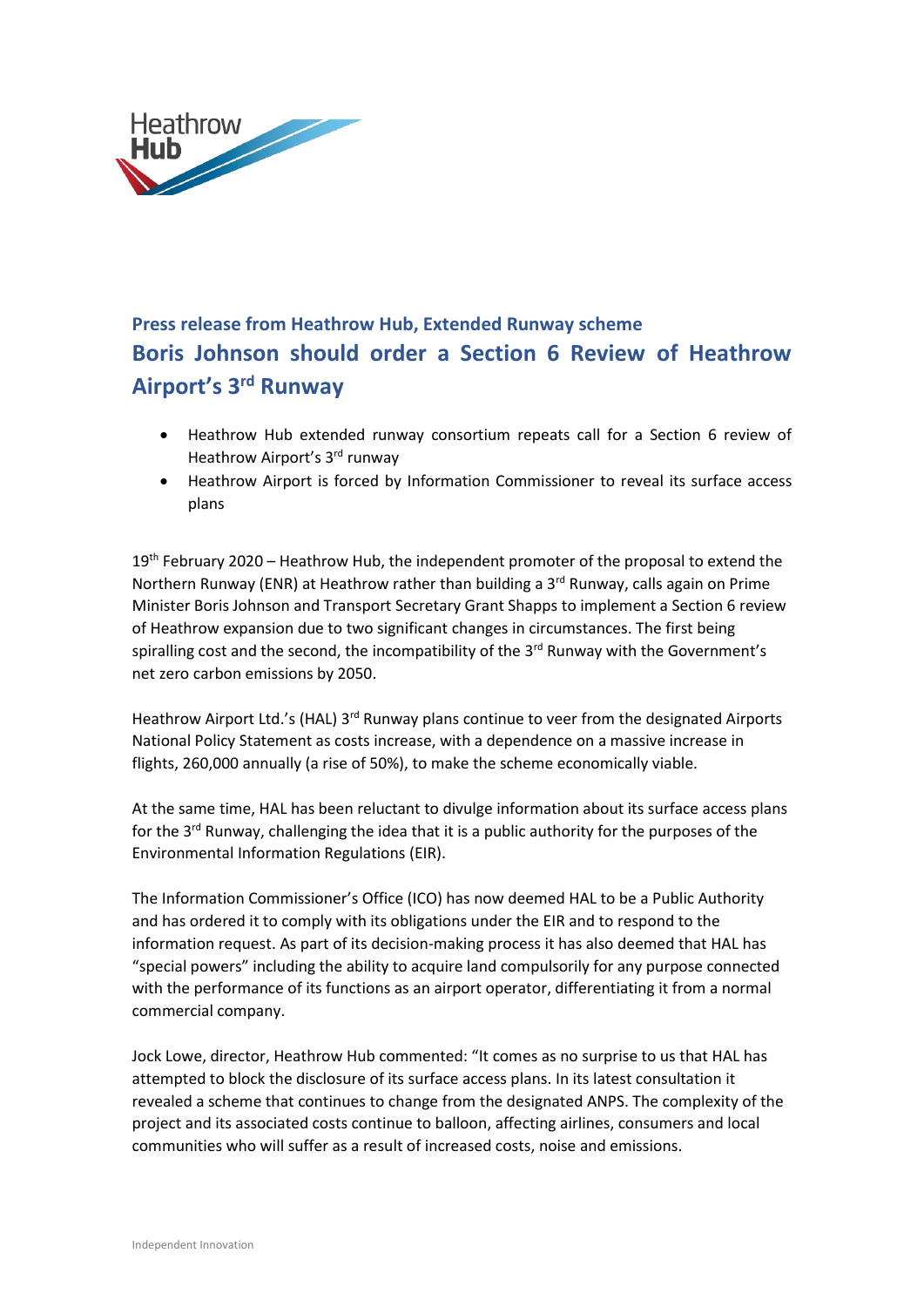Heathrow Hub

**Press release from Heathrow Hub, Extended Runway scheme**

# Boris Johnson should order a Section 6 Review of Heathrow Airport's 3rd Runway

- Heathrow Hub extended runway consortium repeats call for a Section 6 review of Heathrow Airport's 3rd runway
- Heathrow Airport is forced by Information Commissioner to reveal its surface access plans

19th February 2020 – Heathrow Hub, the independent promoter of the proposal to extend the Northern Runway (ENR) at Heathrow rather than building a 3rd Runway, calls again on Prime Minister Boris Johnson and Transport Secretary Grant Shapps to implement a Section 6 review of Heathrow expansion due to two significant changes in circumstances. The first being spiralling cost and the second, the incompatibility of the 3rd Runway with the Government's net zero carbon emissions by 2050.

Heathrow Airport Ltd.'s (HAL) 3rd Runway plans continue to veer from the designated Airports National Policy Statement as costs increase, with a dependence on a massive increase in flights, 260,000 annually (a rise of 50%), to make the scheme economically viable.

At the same time, HAL has been reluctant to divulge information about its surface access plans for the 3rd Runway, challenging the idea that it is a public authority for the purposes of the Environmental Information Regulations (EIR).

The Information Commissioner's Office (ICO) has now deemed HAL to be a Public Authority and has ordered it to comply with its obligations under the EIR and to respond to the information request. As part of its decision-making process it has also deemed that HAL has "special powers" including the ability to acquire land compulsorily for any purpose connected with the performance of its functions as an airport operator, differentiating it from a normal commercial company.

Jock Lowe, director, Heathrow Hub commented: "It comes as no surprise to us that HAL has attempted to block the disclosure of its surface access plans. In its latest consultation it revealed a scheme that continues to change from the designated ANPS. The complexity of the project and its associated costs continue to balloon, affecting airlines, consumers and local communities who will suffer as a result of increased costs, noise and emissions.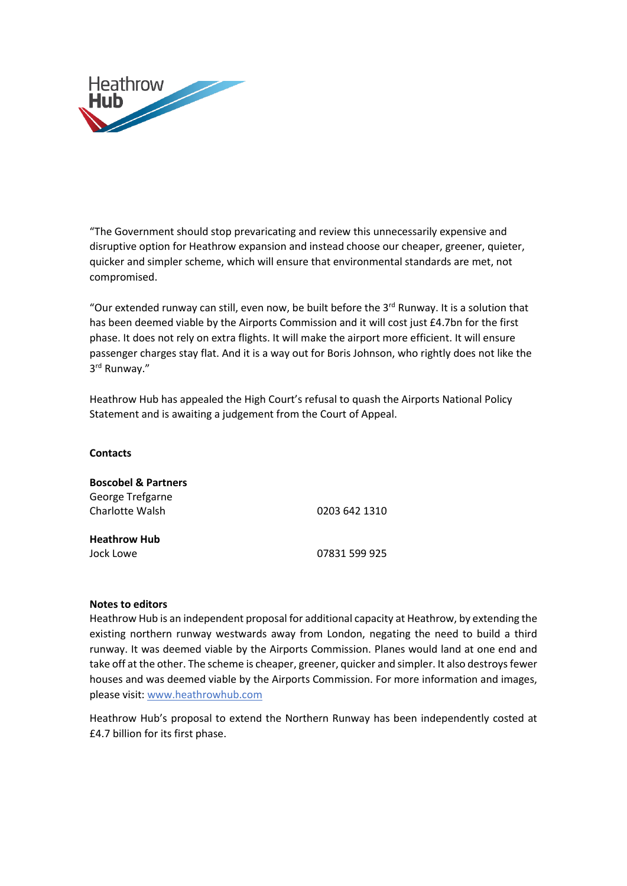“The Government should stop prevaricating and review this unnecessarily expensive and disruptive option for Heathrow expansion and instead choose our cheaper, greener, quieter, quicker and simpler scheme, which will ensure that environmental standards are met, not compromised.

“Our extended runway can still, even now, be built before the 3rd Runway. It is a solution that has been deemed viable by the Airports Commission and it will cost just £4.7bn for the first phase. It does not rely on extra flights. It will make the airport more efficient. It will ensure passenger charges stay flat. And it is a way out for Boris Johnson, who rightly does not like the 3rd Runway.”

Heathrow Hub has appealed the High Court’s refusal to quash the Airports National Policy Statement and is awaiting a judgement from the Court of Appeal.

**Contacts**

**Boscobel & Partners**
George Trefgarne
Charlotte Walsh 0203 642 1310

**Heathrow Hub**
Jock Lowe 07831 599 925

**Notes to editors**

Heathrow Hub is an independent proposal for additional capacity at Heathrow, by extending the existing northern runway westwards away from London, negating the need to build a third runway. It was deemed viable by the Airports Commission. Planes would land at one end and take off at the other. The scheme is cheaper, greener, quicker and simpler. It also destroys fewer houses and was deemed viable by the Airports Commission. For more information and images, please visit: www.heathrowhub.com

Heathrow Hub’s proposal to extend the Northern Runway has been independently costed at £4.7 billion for its first phase.